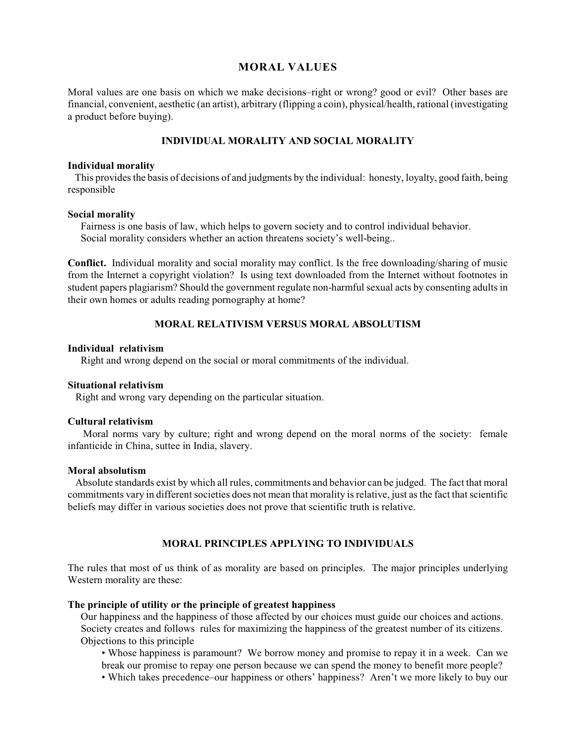# MORAL VALUES

Moral values are one basis on which we make decisions–right or wrong? good or evil? Other bases are financial, convenient, aesthetic (an artist), arbitrary (flipping a coin), physical/health, rational (investigating a product before buying).

## INDIVIDUAL MORALITY AND SOCIAL MORALITY

**Individual morality**

This provides the basis of decisions of and judgments by the individual: honesty, loyalty, good faith, being responsible

**Social morality**

Fairness is one basis of law, which helps to govern society and to control individual behavior.
Social morality considers whether an action threatens society's well-being..

**Conflict.** Individual morality and social morality may conflict. Is the free downloading/sharing of music from the Internet a copyright violation? Is using text downloaded from the Internet without footnotes in student papers plagiarism? Should the government regulate non-harmful sexual acts by consenting adults in their own homes or adults reading pornography at home?

## MORAL RELATIVISM VERSUS MORAL ABSOLUTISM

**Individual relativism**

Right and wrong depend on the social or moral commitments of the individual.

**Situational relativism**

Right and wrong vary depending on the particular situation.

**Cultural relativism**

Moral norms vary by culture; right and wrong depend on the moral norms of the society: female infanticide in China, suttee in India, slavery.

**Moral absolutism**

Absolute standards exist by which all rules, commitments and behavior can be judged. The fact that moral commitments vary in different societies does not mean that morality is relative, just as the fact that scientific beliefs may differ in various societies does not prove that scientific truth is relative.

## MORAL PRINCIPLES APPLYING TO INDIVIDUALS

The rules that most of us think of as morality are based on principles. The major principles underlying Western morality are these:

**The principle of utility or the principle of greatest happiness**

Our happiness and the happiness of those affected by our choices must guide our choices and actions.
Society creates and follows rules for maximizing the happiness of the greatest number of its citizens.
Objections to this principle

- Whose happiness is paramount? We borrow money and promise to repay it in a week. Can we break our promise to repay one person because we can spend the money to benefit more people?
- Which takes precedence–our happiness or others' happiness? Aren't we more likely to buy our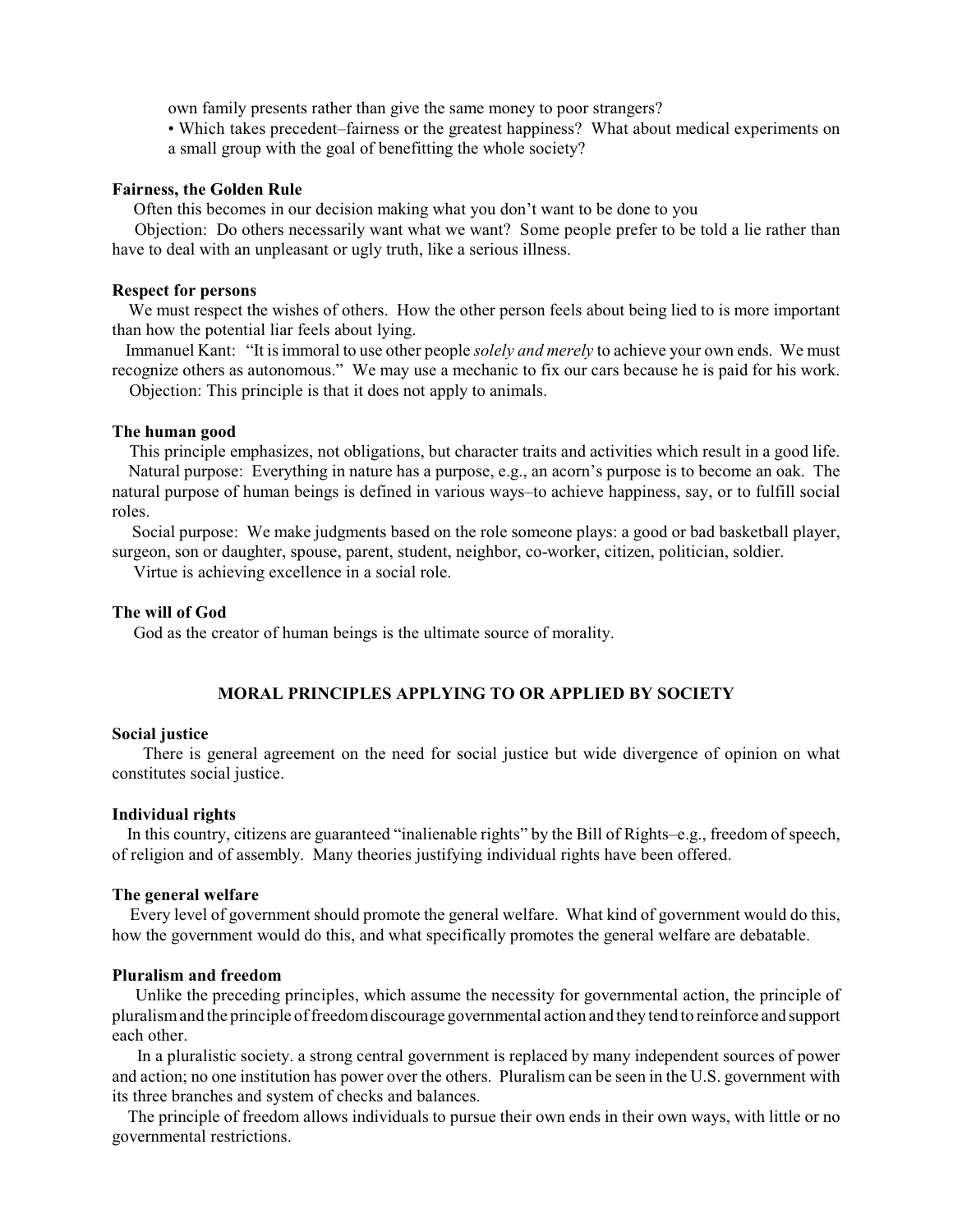own family presents rather than give the same money to poor strangers?

• Which takes precedent–fairness or the greatest happiness? What about medical experiments on a small group with the goal of benefitting the whole society?

**Fairness, the Golden Rule**

Often this becomes in our decision making what you don't want to be done to you

Objection: Do others necessarily want what we want? Some people prefer to be told a lie rather than have to deal with an unpleasant or ugly truth, like a serious illness.

**Respect for persons**

We must respect the wishes of others. How the other person feels about being lied to is more important than how the potential liar feels about lying.

Immanuel Kant: "It is immoral to use other people *solely and merely* to achieve your own ends. We must recognize others as autonomous." We may use a mechanic to fix our cars because he is paid for his work.

Objection: This principle is that it does not apply to animals.

**The human good**

This principle emphasizes, not obligations, but character traits and activities which result in a good life.

Natural purpose: Everything in nature has a purpose, e.g., an acorn's purpose is to become an oak. The natural purpose of human beings is defined in various ways–to achieve happiness, say, or to fulfill social roles.

Social purpose: We make judgments based on the role someone plays: a good or bad basketball player, surgeon, son or daughter, spouse, parent, student, neighbor, co-worker, citizen, politician, soldier.

Virtue is achieving excellence in a social role.

**The will of God**

God as the creator of human beings is the ultimate source of morality.

## MORAL PRINCIPLES APPLYING TO OR APPLIED BY SOCIETY

**Social justice**

There is general agreement on the need for social justice but wide divergence of opinion on what constitutes social justice.

**Individual rights**

In this country, citizens are guaranteed "inalienable rights" by the Bill of Rights–e.g., freedom of speech, of religion and of assembly. Many theories justifying individual rights have been offered.

**The general welfare**

Every level of government should promote the general welfare. What kind of government would do this, how the government would do this, and what specifically promotes the general welfare are debatable.

**Pluralism and freedom**

Unlike the preceding principles, which assume the necessity for governmental action, the principle of pluralism and the principle of freedom discourage governmental action and they tend to reinforce and support each other.

In a pluralistic society. a strong central government is replaced by many independent sources of power and action; no one institution has power over the others. Pluralism can be seen in the U.S. government with its three branches and system of checks and balances.

The principle of freedom allows individuals to pursue their own ends in their own ways, with little or no governmental restrictions.